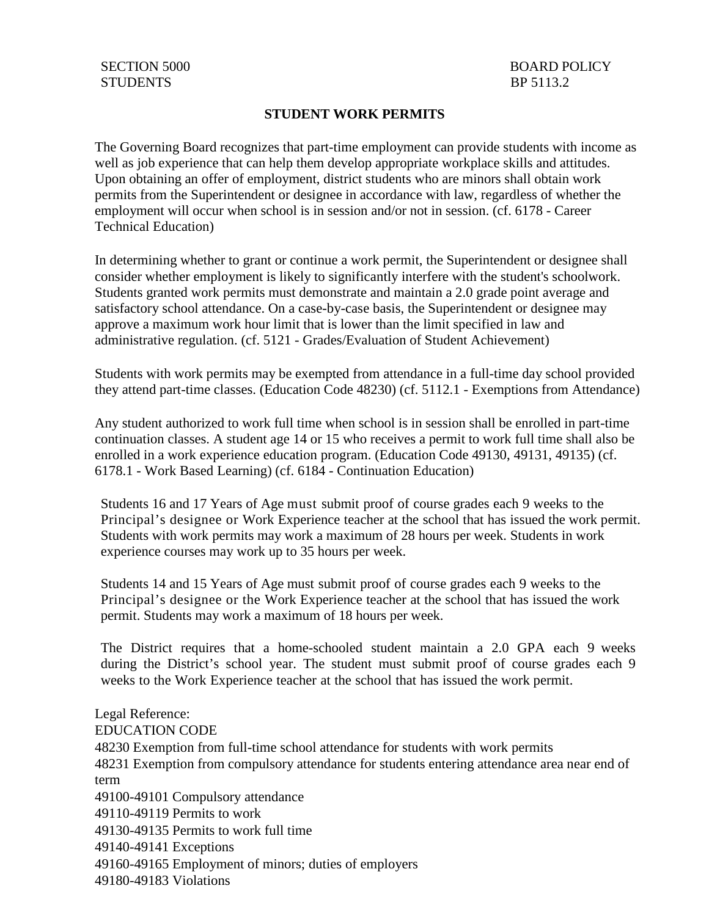SECTION 5000
STUDENTS

BOARD POLICY
BP 5113.2

# STUDENT WORK PERMITS

The Governing Board recognizes that part-time employment can provide students with income as well as job experience that can help them develop appropriate workplace skills and attitudes. Upon obtaining an offer of employment, district students who are minors shall obtain work permits from the Superintendent or designee in accordance with law, regardless of whether the employment will occur when school is in session and/or not in session. (cf. 6178 - Career Technical Education)

In determining whether to grant or continue a work permit, the Superintendent or designee shall consider whether employment is likely to significantly interfere with the student's schoolwork. Students granted work permits must demonstrate and maintain a 2.0 grade point average and satisfactory school attendance. On a case-by-case basis, the Superintendent or designee may approve a maximum work hour limit that is lower than the limit specified in law and administrative regulation. (cf. 5121 - Grades/Evaluation of Student Achievement)

Students with work permits may be exempted from attendance in a full-time day school provided they attend part-time classes. (Education Code 48230) (cf. 5112.1 - Exemptions from Attendance)

Any student authorized to work full time when school is in session shall be enrolled in part-time continuation classes. A student age 14 or 15 who receives a permit to work full time shall also be enrolled in a work experience education program. (Education Code 49130, 49131, 49135) (cf. 6178.1 - Work Based Learning) (cf. 6184 - Continuation Education)

Students 16 and 17 Years of Age must submit proof of course grades each 9 weeks to the Principal's designee or Work Experience teacher at the school that has issued the work permit. Students with work permits may work a maximum of 28 hours per week. Students in work experience courses may work up to 35 hours per week.

Students 14 and 15 Years of Age must submit proof of course grades each 9 weeks to the Principal's designee or the Work Experience teacher at the school that has issued the work permit. Students may work a maximum of 18 hours per week.

The District requires that a home-schooled student maintain a 2.0 GPA each 9 weeks during the District's school year. The student must submit proof of course grades each 9 weeks to the Work Experience teacher at the school that has issued the work permit.

Legal Reference:
EDUCATION CODE
48230 Exemption from full-time school attendance for students with work permits
48231 Exemption from compulsory attendance for students entering attendance area near end of term
49100-49101 Compulsory attendance
49110-49119 Permits to work
49130-49135 Permits to work full time
49140-49141 Exceptions
49160-49165 Employment of minors; duties of employers
49180-49183 Violations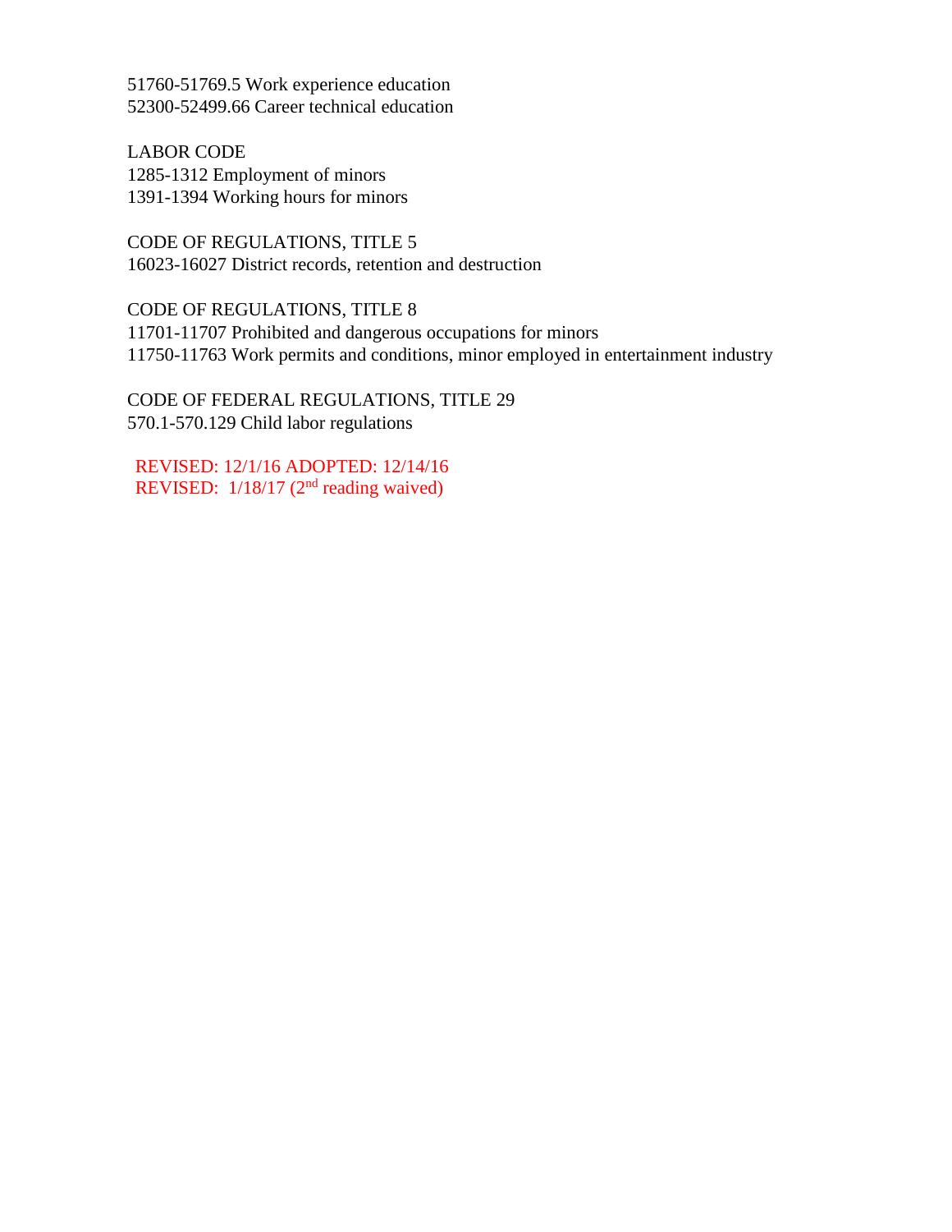51760-51769.5 Work experience education
52300-52499.66 Career technical education

LABOR CODE
1285-1312 Employment of minors
1391-1394 Working hours for minors

CODE OF REGULATIONS, TITLE 5
16023-16027 District records, retention and destruction

CODE OF REGULATIONS, TITLE 8
11701-11707 Prohibited and dangerous occupations for minors
11750-11763 Work permits and conditions, minor employed in entertainment industry

CODE OF FEDERAL REGULATIONS, TITLE 29
570.1-570.129 Child labor regulations

REVISED: 12/1/16 ADOPTED: 12/14/16
REVISED: 1/18/17 (2nd reading waived)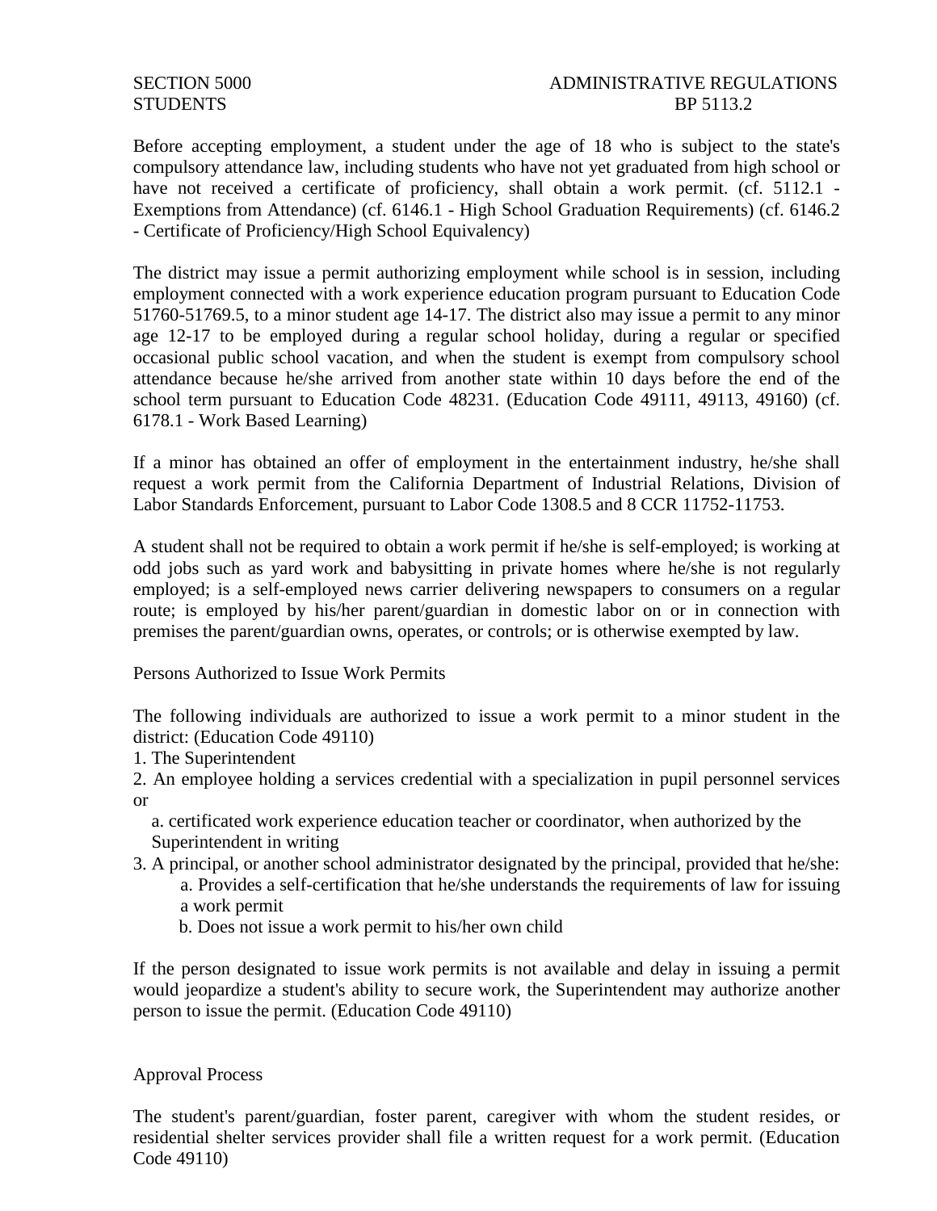Before accepting employment, a student under the age of 18 who is subject to the state's compulsory attendance law, including students who have not yet graduated from high school or have not received a certificate of proficiency, shall obtain a work permit. (cf. 5112.1 - Exemptions from Attendance) (cf. 6146.1 - High School Graduation Requirements) (cf. 6146.2 - Certificate of Proficiency/High School Equivalency)

The district may issue a permit authorizing employment while school is in session, including employment connected with a work experience education program pursuant to Education Code 51760-51769.5, to a minor student age 14-17. The district also may issue a permit to any minor age 12-17 to be employed during a regular school holiday, during a regular or specified occasional public school vacation, and when the student is exempt from compulsory school attendance because he/she arrived from another state within 10 days before the end of the school term pursuant to Education Code 48231. (Education Code 49111, 49113, 49160) (cf. 6178.1 - Work Based Learning)

If a minor has obtained an offer of employment in the entertainment industry, he/she shall request a work permit from the California Department of Industrial Relations, Division of Labor Standards Enforcement, pursuant to Labor Code 1308.5 and 8 CCR 11752-11753.

A student shall not be required to obtain a work permit if he/she is self-employed; is working at odd jobs such as yard work and babysitting in private homes where he/she is not regularly employed; is a self-employed news carrier delivering newspapers to consumers on a regular route; is employed by his/her parent/guardian in domestic labor on or in connection with premises the parent/guardian owns, operates, or controls; or is otherwise exempted by law.

Persons Authorized to Issue Work Permits

The following individuals are authorized to issue a work permit to a minor student in the district: (Education Code 49110)

1. The Superintendent
2. An employee holding a services credential with a specialization in pupil personnel services or
   a. certificated work experience education teacher or coordinator, when authorized by the Superintendent in writing
3. A principal, or another school administrator designated by the principal, provided that he/she:
   a. Provides a self-certification that he/she understands the requirements of law for issuing a work permit
   b. Does not issue a work permit to his/her own child

If the person designated to issue work permits is not available and delay in issuing a permit would jeopardize a student's ability to secure work, the Superintendent may authorize another person to issue the permit. (Education Code 49110)

Approval Process

The student's parent/guardian, foster parent, caregiver with whom the student resides, or residential shelter services provider shall file a written request for a work permit. (Education Code 49110)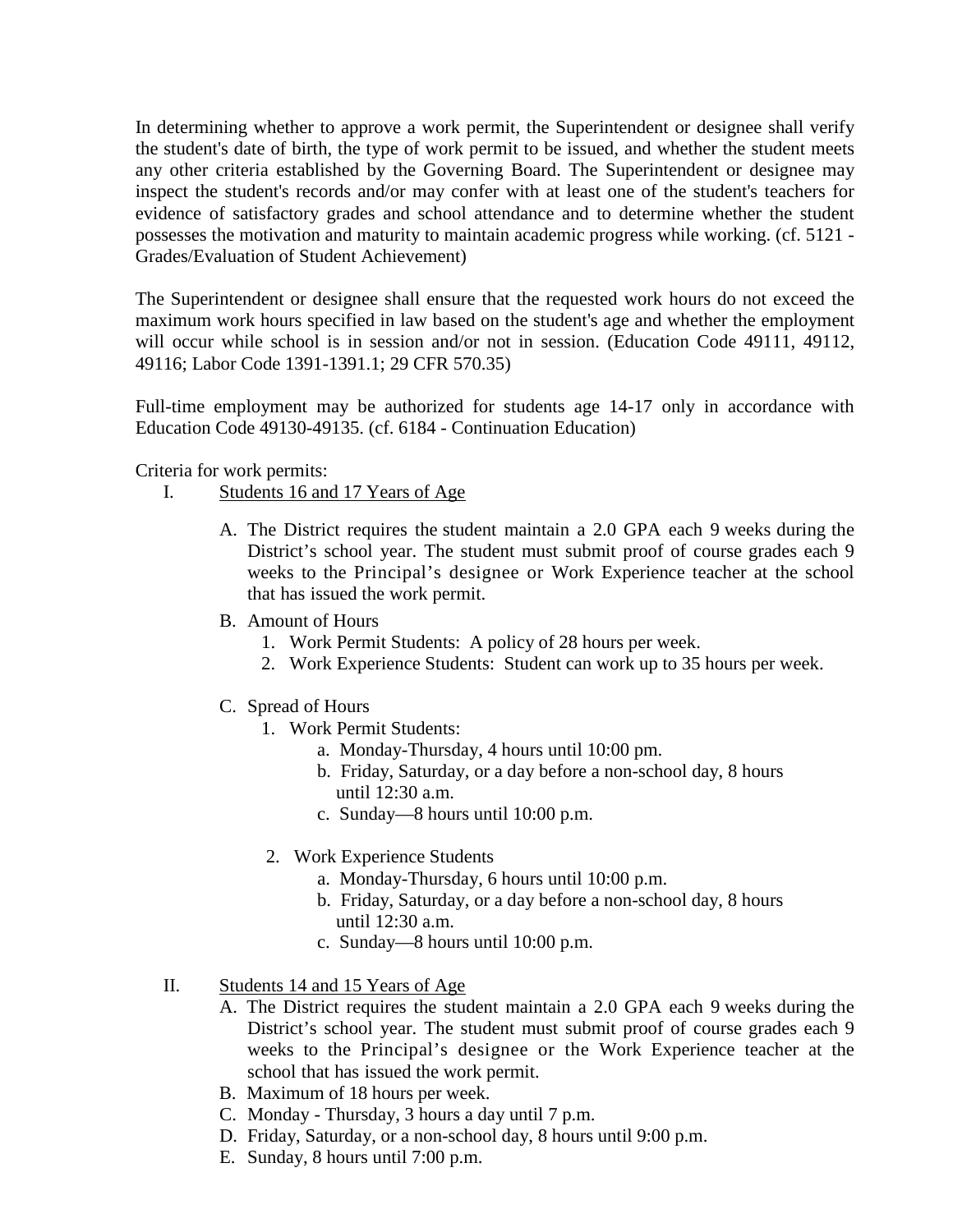In determining whether to approve a work permit, the Superintendent or designee shall verify the student's date of birth, the type of work permit to be issued, and whether the student meets any other criteria established by the Governing Board. The Superintendent or designee may inspect the student's records and/or may confer with at least one of the student's teachers for evidence of satisfactory grades and school attendance and to determine whether the student possesses the motivation and maturity to maintain academic progress while working. (cf. 5121 - Grades/Evaluation of Student Achievement)

The Superintendent or designee shall ensure that the requested work hours do not exceed the maximum work hours specified in law based on the student's age and whether the employment will occur while school is in session and/or not in session. (Education Code 49111, 49112, 49116; Labor Code 1391-1391.1; 29 CFR 570.35)

Full-time employment may be authorized for students age 14-17 only in accordance with Education Code 49130-49135. (cf. 6184 - Continuation Education)

Criteria for work permits:

I. Students 16 and 17 Years of Age

   A. The District requires the student maintain a 2.0 GPA each 9 weeks during the District's school year. The student must submit proof of course grades each 9 weeks to the Principal's designee or Work Experience teacher at the school that has issued the work permit.

   B. Amount of Hours
      1. Work Permit Students: A policy of 28 hours per week.
      2. Work Experience Students: Student can work up to 35 hours per week.

   C. Spread of Hours
      1. Work Permit Students:
         a. Monday-Thursday, 4 hours until 10:00 pm.
         b. Friday, Saturday, or a day before a non-school day, 8 hours until 12:30 a.m.
         c. Sunday—8 hours until 10:00 p.m.

      2. Work Experience Students
         a. Monday-Thursday, 6 hours until 10:00 p.m.
         b. Friday, Saturday, or a day before a non-school day, 8 hours until 12:30 a.m.
         c. Sunday—8 hours until 10:00 p.m.

II. Students 14 and 15 Years of Age

   A. The District requires the student maintain a 2.0 GPA each 9 weeks during the District's school year. The student must submit proof of course grades each 9 weeks to the Principal's designee or the Work Experience teacher at the school that has issued the work permit.
   B. Maximum of 18 hours per week.
   C. Monday - Thursday, 3 hours a day until 7 p.m.
   D. Friday, Saturday, or a non-school day, 8 hours until 9:00 p.m.
   E. Sunday, 8 hours until 7:00 p.m.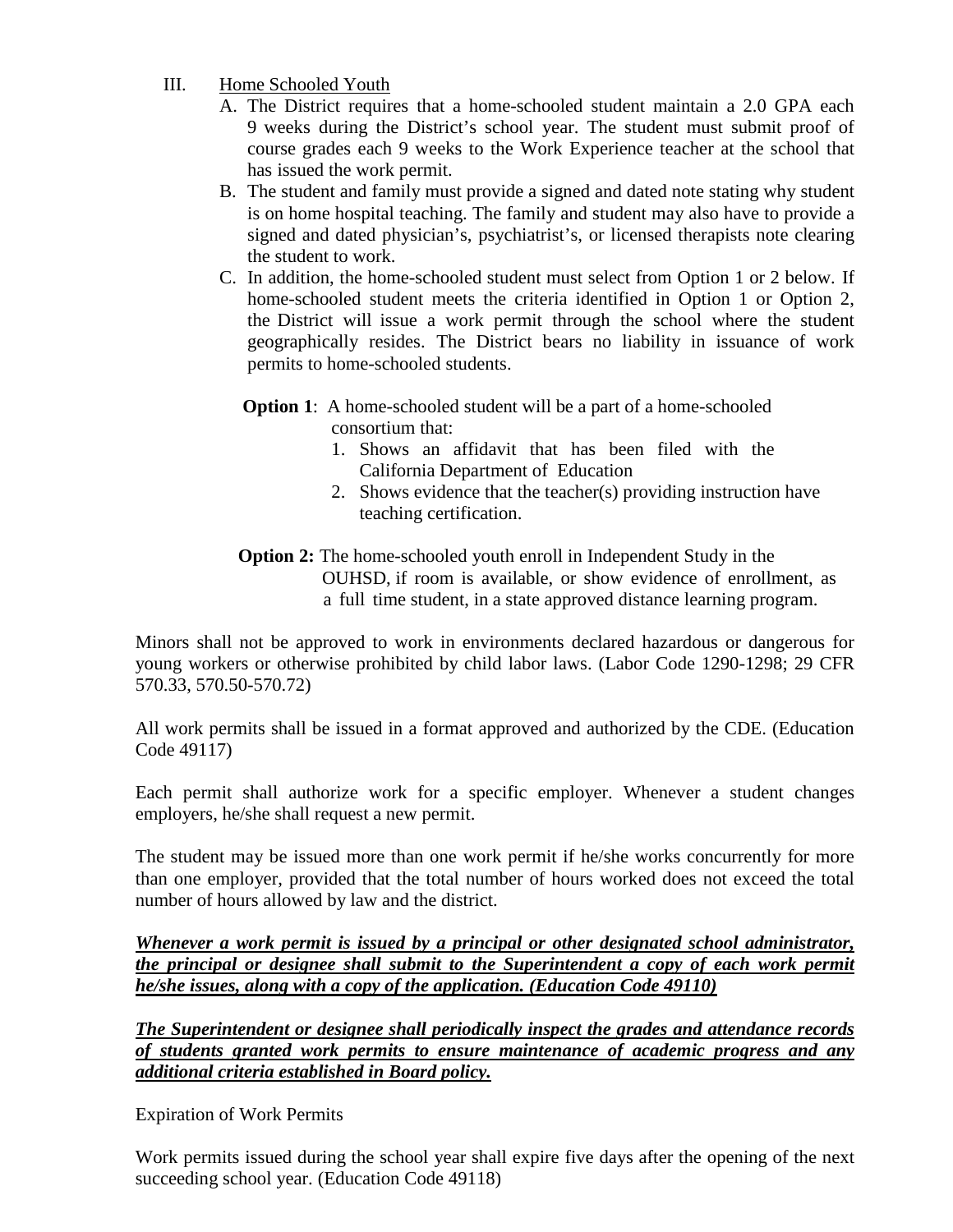III. Home Schooled Youth

A. The District requires that a home-schooled student maintain a 2.0 GPA each 9 weeks during the District's school year. The student must submit proof of course grades each 9 weeks to the Work Experience teacher at the school that has issued the work permit.

B. The student and family must provide a signed and dated note stating why student is on home hospital teaching. The family and student may also have to provide a signed and dated physician's, psychiatrist's, or licensed therapists note clearing the student to work.

C. In addition, the home-schooled student must select from Option 1 or 2 below. If home-schooled student meets the criteria identified in Option 1 or Option 2, the District will issue a work permit through the school where the student geographically resides. The District bears no liability in issuance of work permits to home-schooled students.

**Option 1**: A home-schooled student will be a part of a home-schooled consortium that:

1. Shows an affidavit that has been filed with the California Department of Education
2. Shows evidence that the teacher(s) providing instruction have teaching certification.

**Option 2:** The home-schooled youth enroll in Independent Study in the OUHSD, if room is available, or show evidence of enrollment, as a full time student, in a state approved distance learning program.

Minors shall not be approved to work in environments declared hazardous or dangerous for young workers or otherwise prohibited by child labor laws. (Labor Code 1290-1298; 29 CFR 570.33, 570.50-570.72)

All work permits shall be issued in a format approved and authorized by the CDE. (Education Code 49117)

Each permit shall authorize work for a specific employer. Whenever a student changes employers, he/she shall request a new permit.

The student may be issued more than one work permit if he/she works concurrently for more than one employer, provided that the total number of hours worked does not exceed the total number of hours allowed by law and the district.

***<u>Whenever a work permit is issued by a principal or other designated school administrator, the principal or designee shall submit to the Superintendent a copy of each work permit he/she issues, along with a copy of the application. (Education Code 49110)</u>***

***<u>The Superintendent or designee shall periodically inspect the grades and attendance records of students granted work permits to ensure maintenance of academic progress and any additional criteria established in Board policy.</u>***

Expiration of Work Permits

Work permits issued during the school year shall expire five days after the opening of the next succeeding school year. (Education Code 49118)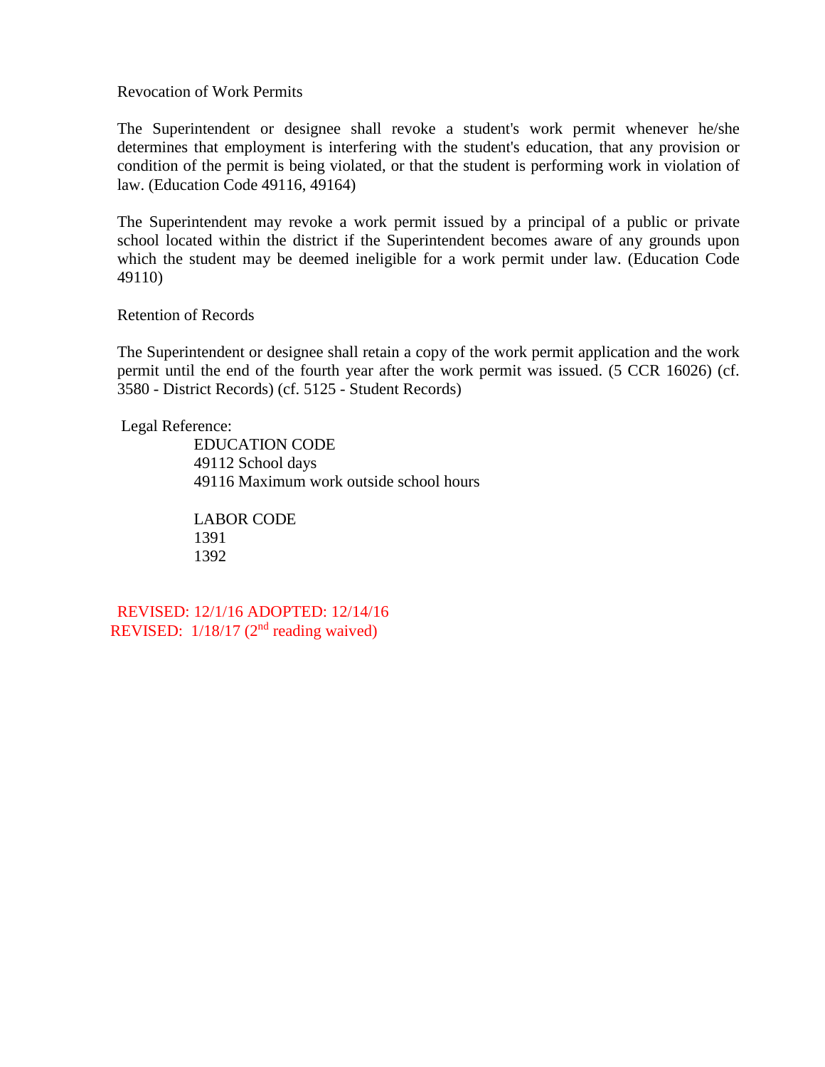## Revocation of Work Permits

The Superintendent or designee shall revoke a student's work permit whenever he/she determines that employment is interfering with the student's education, that any provision or condition of the permit is being violated, or that the student is performing work in violation of law. (Education Code 49116, 49164)

The Superintendent may revoke a work permit issued by a principal of a public or private school located within the district if the Superintendent becomes aware of any grounds upon which the student may be deemed ineligible for a work permit under law. (Education Code 49110)

## Retention of Records

The Superintendent or designee shall retain a copy of the work permit application and the work permit until the end of the fourth year after the work permit was issued. (5 CCR 16026) (cf. 3580 - District Records) (cf. 5125 - Student Records)

Legal Reference:

EDUCATION CODE
49112 School days
49116 Maximum work outside school hours

LABOR CODE
1391
1392

REVISED: 12/1/16 ADOPTED: 12/14/16
REVISED: 1/18/17 (2nd reading waived)